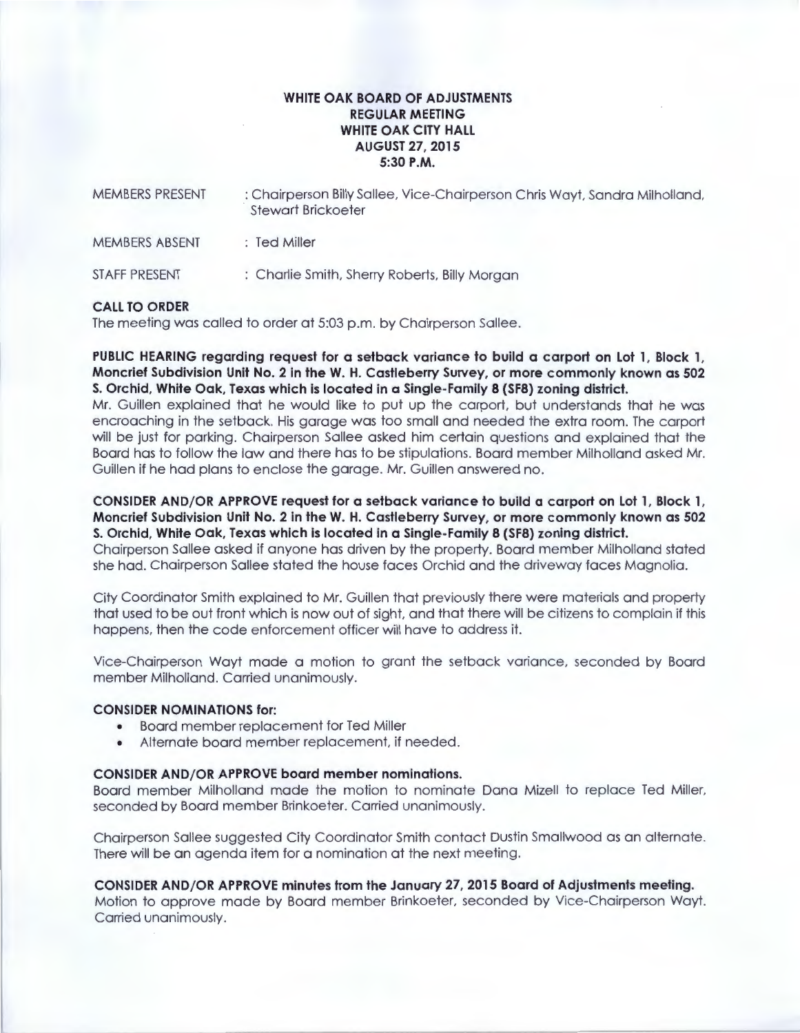# WHITE OAK BOARD OF ADJUSTMENTS
## REGULAR MEETING
## WHITE OAK CITY HALL
## AUGUST 27, 2015
## 5:30 P.M.

MEMBERS PRESENT : Chairperson Billy Sallee, Vice-Chairperson Chris Wayt, Sandra Milholland, Stewart Brickoeter

MEMBERS ABSENT : Ted Miller

STAFF PRESENT : Charlie Smith, Sherry Roberts, Billy Morgan

**CALL TO ORDER**

The meeting was called to order at 5:03 p.m. by Chairperson Sallee.

**PUBLIC HEARING regarding request for a setback variance to build a carport on Lot 1, Block 1, Moncrief Subdivision Unit No. 2 in the W. H. Castleberry Survey, or more commonly known as 502 S. Orchid, White Oak, Texas which is located in a Single-Family 8 (SF8) zoning district.**

Mr. Guillen explained that he would like to put up the carport, but understands that he was encroaching in the setback. His garage was too small and needed the extra room. The carport will be just for parking. Chairperson Sallee asked him certain questions and explained that the Board has to follow the law and there has to be stipulations. Board member Milholland asked Mr. Guillen if he had plans to enclose the garage. Mr. Guillen answered no.

**CONSIDER AND/OR APPROVE request for a setback variance to build a carport on Lot 1, Block 1, Moncrief Subdivision Unit No. 2 in the W. H. Castleberry Survey, or more commonly known as 502 S. Orchid, White Oak, Texas which is located in a Single-Family 8 (SF8) zoning district.**

Chairperson Sallee asked if anyone has driven by the property. Board member Milholland stated she had. Chairperson Sallee stated the house faces Orchid and the driveway faces Magnolia.

City Coordinator Smith explained to Mr. Guillen that previously there were materials and property that used to be out front which is now out of sight, and that there will be citizens to complain if this happens, then the code enforcement officer will have to address it.

Vice-Chairperson Wayt made a motion to grant the setback variance, seconded by Board member Milholland. Carried unanimously.

**CONSIDER NOMINATIONS for:**

- Board member replacement for Ted Miller
- Alternate board member replacement, if needed.

**CONSIDER AND/OR APPROVE board member nominations.**

Board member Milholland made the motion to nominate Dana Mizell to replace Ted Miller, seconded by Board member Brinkoeter. Carried unanimously.

Chairperson Sallee suggested City Coordinator Smith contact Dustin Smallwood as an alternate. There will be an agenda item for a nomination at the next meeting.

**CONSIDER AND/OR APPROVE minutes from the January 27, 2015 Board of Adjustments meeting.**

Motion to approve made by Board member Brinkoeter, seconded by Vice-Chairperson Wayt. Carried unanimously.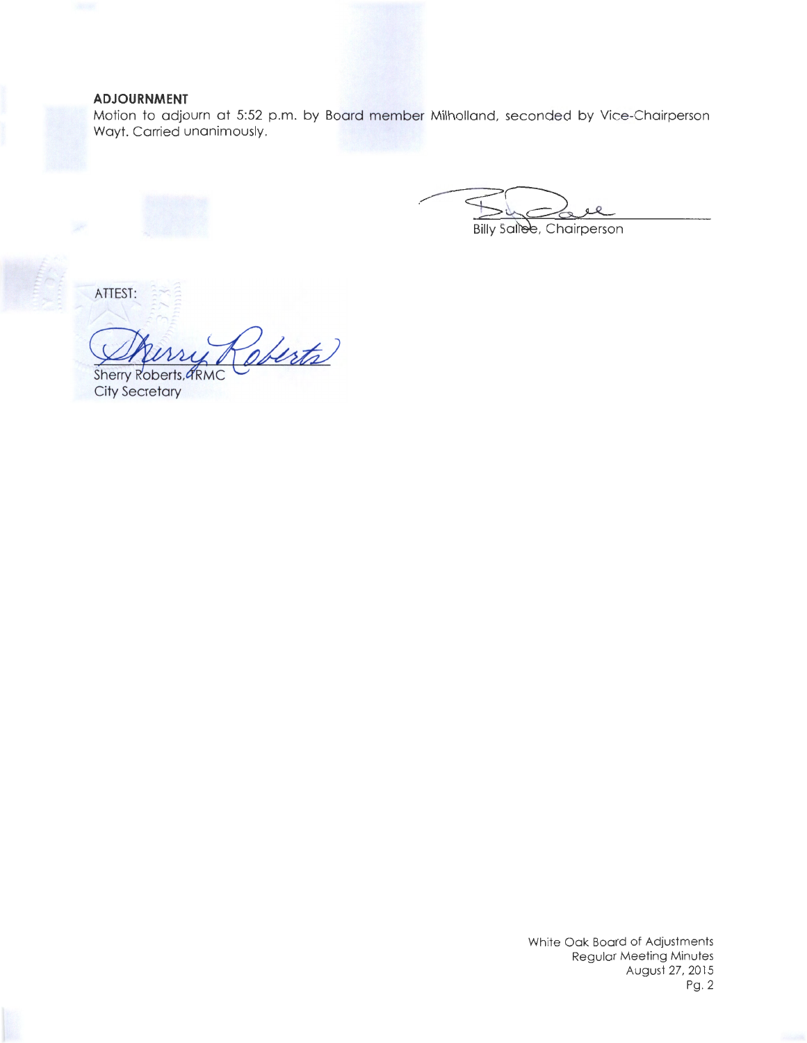**ADJOURNMENT**
Motion to adjourn at 5:52 p.m. by Board member Milholland, seconded by Vice-Chairperson Wayt. Carried unanimously.

Billy Sallee, Chairperson

ATTEST:

Sherry Roberts, TRMC
City Secretary

White Oak Board of Adjustments
Regular Meeting Minutes
August 27, 2015